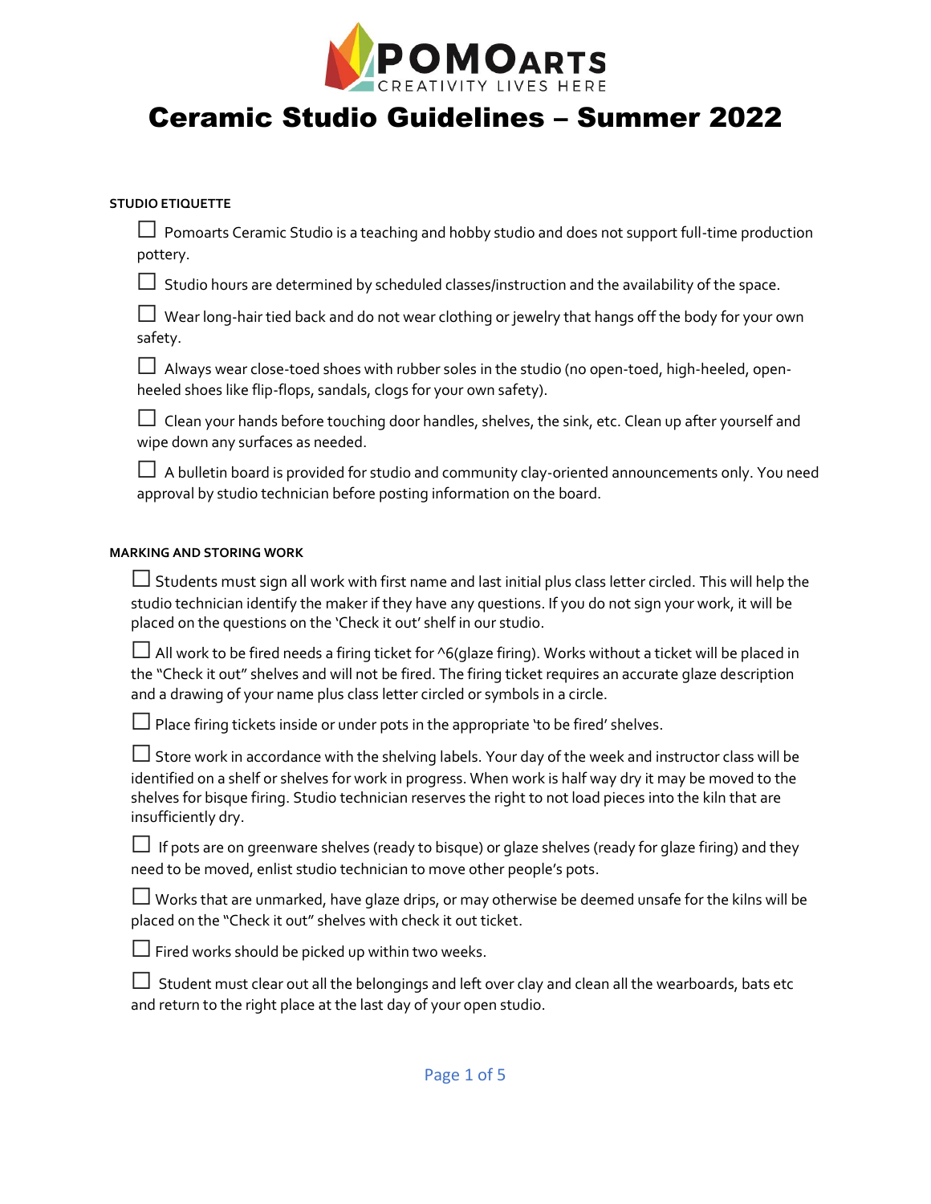POMOARTS
CREATIVITY LIVES HERE

# Ceramic Studio Guidelines – Summer 2022

### STUDIO ETIQUETTE

- ☐ Pomoarts Ceramic Studio is a teaching and hobby studio and does not support full-time production pottery.
- ☐ Studio hours are determined by scheduled classes/instruction and the availability of the space.
- ☐ Wear long-hair tied back and do not wear clothing or jewelry that hangs off the body for your own safety.
- ☐ Always wear close-toed shoes with rubber soles in the studio (no open-toed, high-heeled, open-heeled shoes like flip-flops, sandals, clogs for your own safety).
- ☐ Clean your hands before touching door handles, shelves, the sink, etc. Clean up after yourself and wipe down any surfaces as needed.
- ☐ A bulletin board is provided for studio and community clay-oriented announcements only. You need approval by studio technician before posting information on the board.

### MARKING AND STORING WORK

- ☐ Students must sign all work with first name and last initial plus class letter circled. This will help the studio technician identify the maker if they have any questions. If you do not sign your work, it will be placed on the questions on the 'Check it out' shelf in our studio.
- ☐ All work to be fired needs a firing ticket for ^6(glaze firing). Works without a ticket will be placed in the "Check it out" shelves and will not be fired. The firing ticket requires an accurate glaze description and a drawing of your name plus class letter circled or symbols in a circle.
- ☐ Place firing tickets inside or under pots in the appropriate 'to be fired' shelves.
- ☐ Store work in accordance with the shelving labels. Your day of the week and instructor class will be identified on a shelf or shelves for work in progress. When work is half way dry it may be moved to the shelves for bisque firing. Studio technician reserves the right to not load pieces into the kiln that are insufficiently dry.
- ☐ If pots are on greenware shelves (ready to bisque) or glaze shelves (ready for glaze firing) and they need to be moved, enlist studio technician to move other people's pots.
- ☐ Works that are unmarked, have glaze drips, or may otherwise be deemed unsafe for the kilns will be placed on the "Check it out" shelves with check it out ticket.
- ☐ Fired works should be picked up within two weeks.
- ☐ Student must clear out all the belongings and left over clay and clean all the wearboards, bats etc and return to the right place at the last day of your open studio.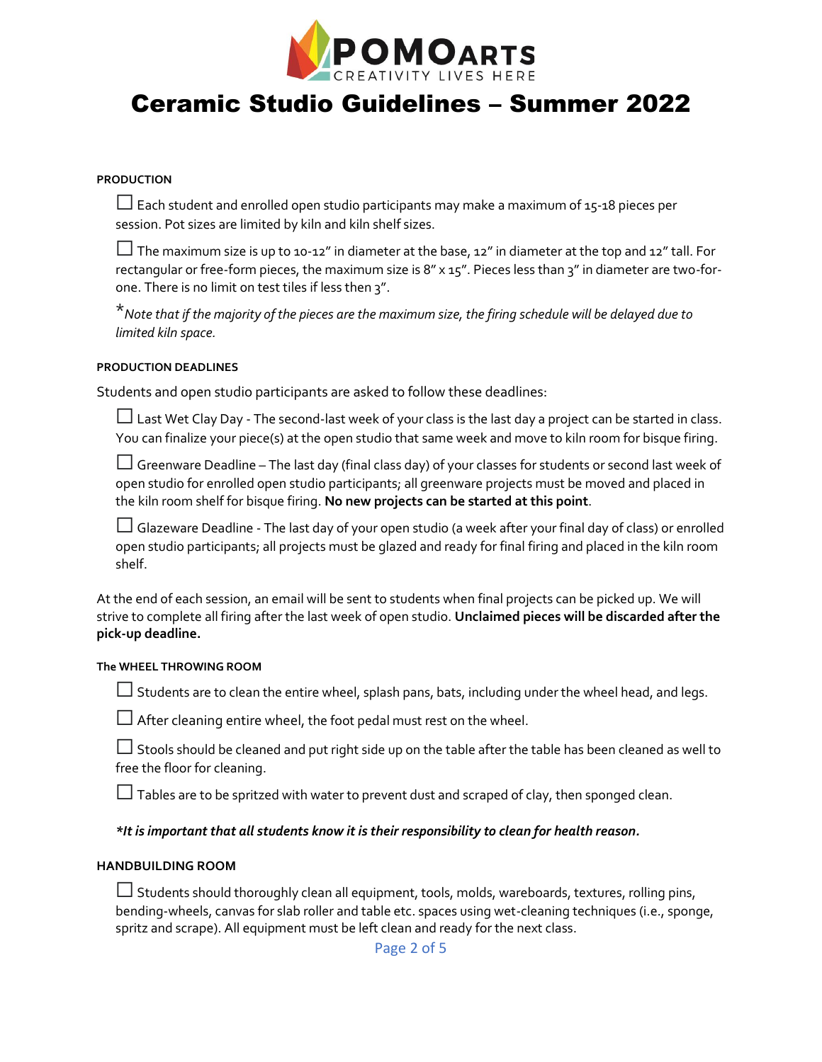# Ceramic Studio Guidelines – Summer 2022

**PRODUCTION**

☐ Each student and enrolled open studio participants may make a maximum of 15-18 pieces per session. Pot sizes are limited by kiln and kiln shelf sizes.

☐ The maximum size is up to 10-12" in diameter at the base, 12" in diameter at the top and 12" tall. For rectangular or free-form pieces, the maximum size is 8" x 15". Pieces less than 3" in diameter are two-for-one. There is no limit on test tiles if less then 3".

**Note that if the majority of the pieces are the maximum size, the firing schedule will be delayed due to limited kiln space.*

**PRODUCTION DEADLINES**

Students and open studio participants are asked to follow these deadlines:

☐ Last Wet Clay Day - The second-last week of your class is the last day a project can be started in class. You can finalize your piece(s) at the open studio that same week and move to kiln room for bisque firing.

☐ Greenware Deadline – The last day (final class day) of your classes for students or second last week of open studio for enrolled open studio participants; all greenware projects must be moved and placed in the kiln room shelf for bisque firing. **No new projects can be started at this point**.

☐ Glazeware Deadline - The last day of your open studio (a week after your final day of class) or enrolled open studio participants; all projects must be glazed and ready for final firing and placed in the kiln room shelf.

At the end of each session, an email will be sent to students when final projects can be picked up. We will strive to complete all firing after the last week of open studio. **Unclaimed pieces will be discarded after the pick-up deadline.**

**The WHEEL THROWING ROOM**

☐ Students are to clean the entire wheel, splash pans, bats, including under the wheel head, and legs.

☐ After cleaning entire wheel, the foot pedal must rest on the wheel.

☐ Stools should be cleaned and put right side up on the table after the table has been cleaned as well to free the floor for cleaning.

☐ Tables are to be spritzed with water to prevent dust and scraped of clay, then sponged clean.

***It is important that all students know it is their responsibility to clean for health reason.***

**HANDBUILDING ROOM**

☐ Students should thoroughly clean all equipment, tools, molds, wareboards, textures, rolling pins, bending-wheels, canvas for slab roller and table etc. spaces using wet-cleaning techniques (i.e., sponge, spritz and scrape). All equipment must be left clean and ready for the next class.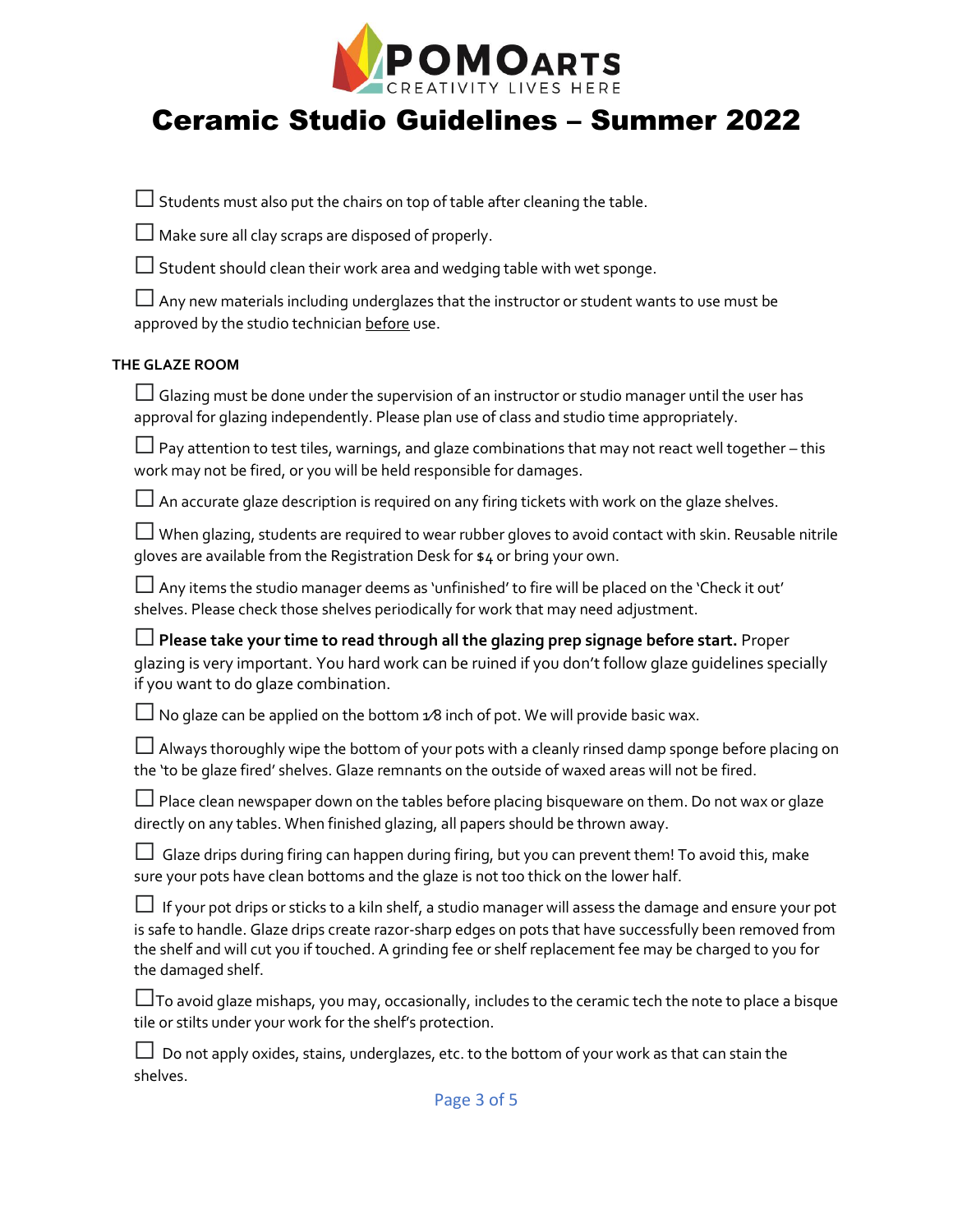# Ceramic Studio Guidelines – Summer 2022

- ☐ Students must also put the chairs on top of table after cleaning the table.
- ☐ Make sure all clay scraps are disposed of properly.
- ☐ Student should clean their work area and wedging table with wet sponge.
- ☐ Any new materials including underglazes that the instructor or student wants to use must be approved by the studio technician <u>before</u> use.

**THE GLAZE ROOM**

- ☐ Glazing must be done under the supervision of an instructor or studio manager until the user has approval for glazing independently. Please plan use of class and studio time appropriately.
- ☐ Pay attention to test tiles, warnings, and glaze combinations that may not react well together – this work may not be fired, or you will be held responsible for damages.
- ☐ An accurate glaze description is required on any firing tickets with work on the glaze shelves.
- ☐ When glazing, students are required to wear rubber gloves to avoid contact with skin. Reusable nitrile gloves are available from the Registration Desk for $4 or bring your own.
- ☐ Any items the studio manager deems as 'unfinished' to fire will be placed on the 'Check it out' shelves. Please check those shelves periodically for work that may need adjustment.
- ☐ **Please take your time to read through all the glazing prep signage before start.** Proper glazing is very important. You hard work can be ruined if you don't follow glaze guidelines specially if you want to do glaze combination.
- ☐ No glaze can be applied on the bottom 1⁄8 inch of pot. We will provide basic wax.
- ☐ Always thoroughly wipe the bottom of your pots with a cleanly rinsed damp sponge before placing on the 'to be glaze fired' shelves. Glaze remnants on the outside of waxed areas will not be fired.
- ☐ Place clean newspaper down on the tables before placing bisqueware on them. Do not wax or glaze directly on any tables. When finished glazing, all papers should be thrown away.
- ☐ Glaze drips during firing can happen during firing, but you can prevent them! To avoid this, make sure your pots have clean bottoms and the glaze is not too thick on the lower half.
- ☐ If your pot drips or sticks to a kiln shelf, a studio manager will assess the damage and ensure your pot is safe to handle. Glaze drips create razor-sharp edges on pots that have successfully been removed from the shelf and will cut you if touched. A grinding fee or shelf replacement fee may be charged to you for the damaged shelf.
- ☐ To avoid glaze mishaps, you may, occasionally, includes to the ceramic tech the note to place a bisque tile or stilts under your work for the shelf's protection.
- ☐ Do not apply oxides, stains, underglazes, etc. to the bottom of your work as that can stain the shelves.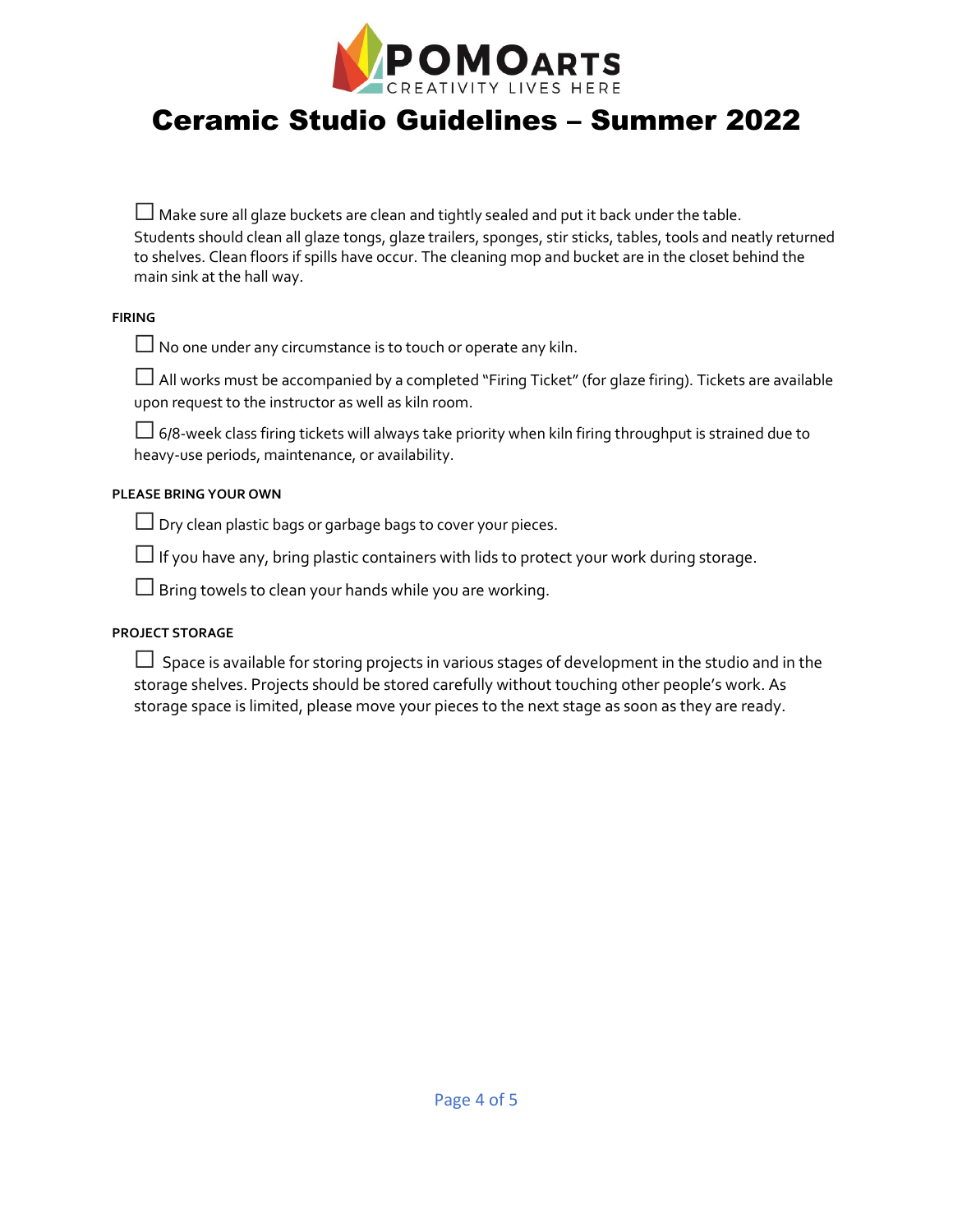# Ceramic Studio Guidelines – Summer 2022

- ☐ Make sure all glaze buckets are clean and tightly sealed and put it back under the table. Students should clean all glaze tongs, glaze trailers, sponges, stir sticks, tables, tools and neatly returned to shelves. Clean floors if spills have occur. The cleaning mop and bucket are in the closet behind the main sink at the hall way.

**FIRING**

- ☐ No one under any circumstance is to touch or operate any kiln.
- ☐ All works must be accompanied by a completed "Firing Ticket" (for glaze firing). Tickets are available upon request to the instructor as well as kiln room.
- ☐ 6/8-week class firing tickets will always take priority when kiln firing throughput is strained due to heavy-use periods, maintenance, or availability.

**PLEASE BRING YOUR OWN**

- ☐ Dry clean plastic bags or garbage bags to cover your pieces.
- ☐ If you have any, bring plastic containers with lids to protect your work during storage.
- ☐ Bring towels to clean your hands while you are working.

**PROJECT STORAGE**

- ☐ Space is available for storing projects in various stages of development in the studio and in the storage shelves. Projects should be stored carefully without touching other people's work. As storage space is limited, please move your pieces to the next stage as soon as they are ready.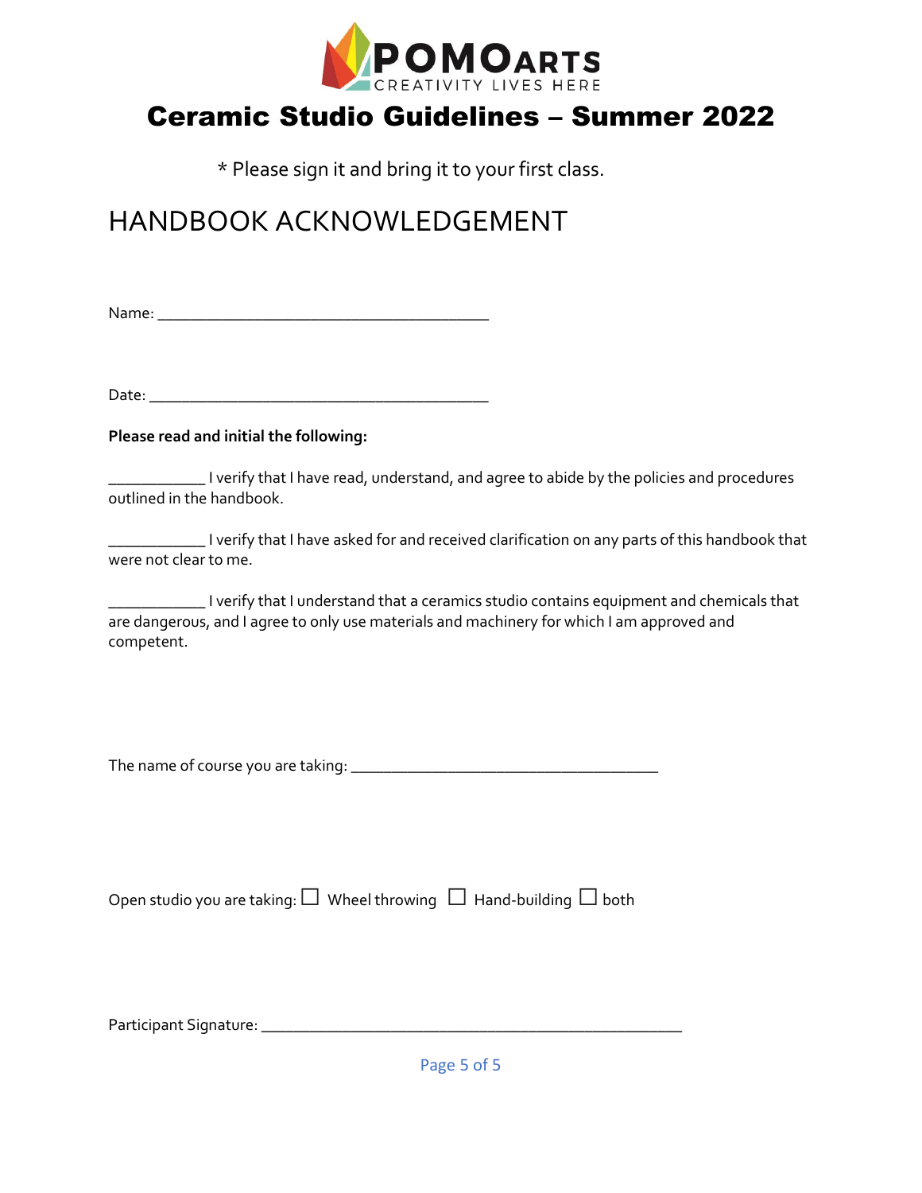POMOARTS
CREATIVITY LIVES HERE

# Ceramic Studio Guidelines – Summer 2022

* Please sign it and bring it to your first class.

## HANDBOOK ACKNOWLEDGEMENT

Name: ________________________________________

Date: __________________________________________

**Please read and initial the following:**

____________ I verify that I have read, understand, and agree to abide by the policies and procedures outlined in the handbook.

____________ I verify that I have asked for and received clarification on any parts of this handbook that were not clear to me.

____________ I verify that I understand that a ceramics studio contains equipment and chemicals that are dangerous, and I agree to only use materials and machinery for which I am approved and competent.

The name of course you are taking: _____________________________________

Open studio you are taking: ☐ Wheel throwing ☐ Hand-building ☐ both

Participant Signature: ___________________________________________________